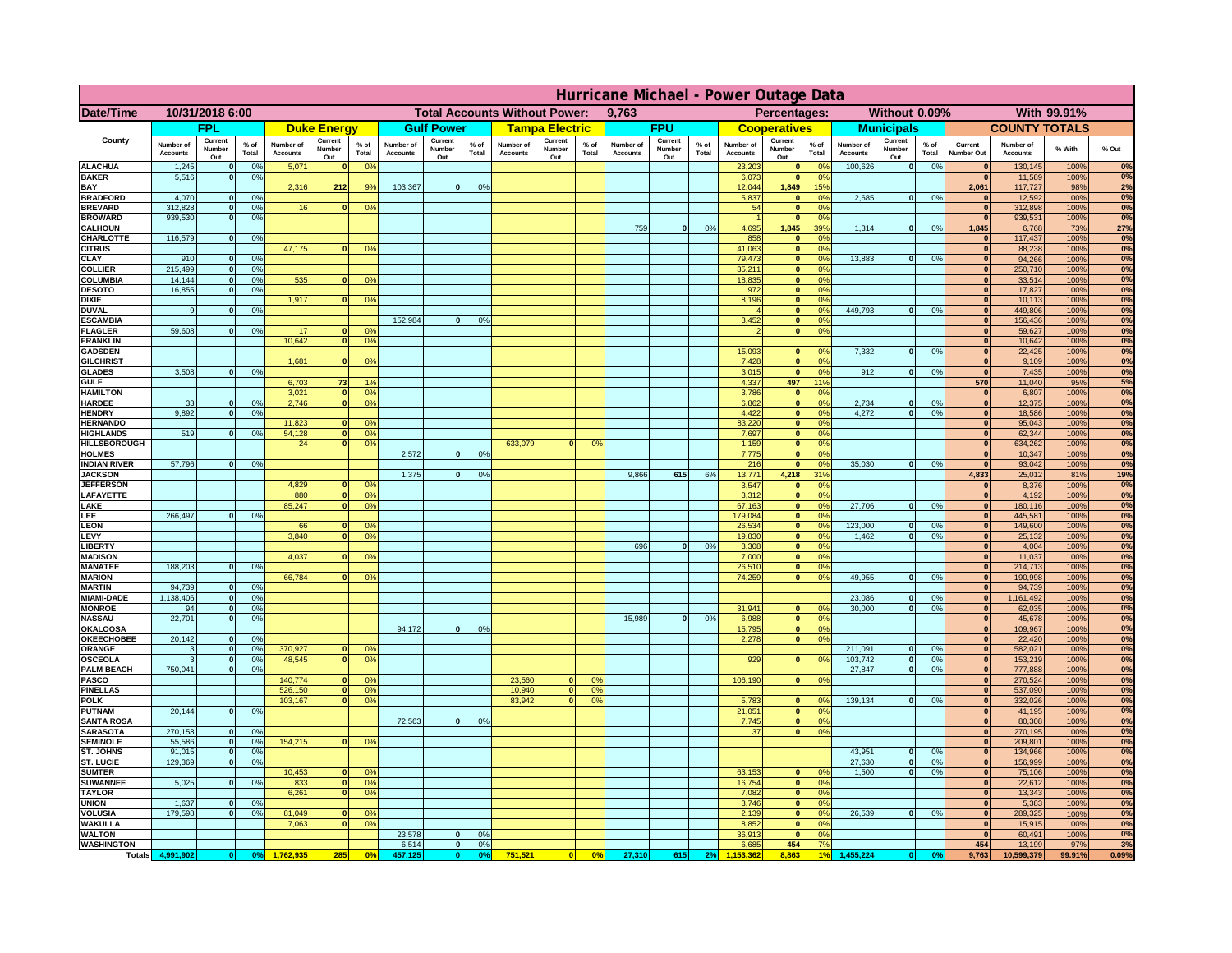# Hurricane Michael - Power Outage Data

| Date/Time | 10/31/2018 6:00 | | | Total Accounts Without Power: | 9,763 | | Percentages: | Without 0.09% | | With 99.91% |
|---|---|---|---|---|---|---|---|---|---|---|

| County | FPL | | | Duke Energy | | | Gulf Power | | | Tampa Electric | | | FPU | | | Cooperatives | | | Municipals | | | COUNTY TOTALS | | | |
|---|---|---|---|---|---|---|---|---|---|---|---|---|---|---|---|---|---|---|---|---|---|---|---|---|---|
| | Number of Accounts | Current Number Out | % of Total | Number of Accounts | Current Number Out | % of Total | Number of Accounts | Current Number Out | % of Total | Number of Accounts | Current Number Out | % of Total | Number of Accounts | Current Number Out | % of Total | Number of Accounts | Current Number Out | % of Total | Number of Accounts | Current Number Out | % of Total | Current Number Out | Number of Accounts | % With | % Out |
| ALACHUA | 1,245 | 0 | 0% | 5,071 | 0 | 0% | | | | | | | | | | 23,203 | 0 | 0% | 100,626 | 0 | 0% | 0 | 130,145 | 100% | 0% |
| BAKER | 5,516 | 0 | 0% | | | | | | | | | | | | | 6,073 | 0 | 0% | | | | 0 | 11,589 | 100% | 0% |
| BAY | | | | 2,316 | 212 | 9% | 103,367 | 0 | 0% | | | | | | | 12,044 | 1,849 | 15% | | | | 2,061 | 117,727 | 98% | 2% |
| BRADFORD | 4,070 | 0 | 0% | | | | | | | | | | | | | 5,837 | 0 | 0% | 2,685 | 0 | 0% | 0 | 12,592 | 100% | 0% |
| BREVARD | 312,828 | 0 | 0% | 16 | 0 | 0% | | | | | | | | | | 54 | 0 | 0% | | | | 0 | 312,898 | 100% | 0% |
| BROWARD | 939,530 | 0 | 0% | | | | | | | | | | | | | 1 | 0 | 0% | | | | 0 | 939,531 | 100% | 0% |
| CALHOUN | | | | | | | | | | | | | 759 | 0 | 0% | 4,695 | 1,845 | 39% | 1,314 | 0 | 0% | 1,845 | 6,768 | 73% | 27% |
| CHARLOTTE | 116,579 | 0 | 0% | | | | | | | | | | | | | 858 | 0 | 0% | | | | 0 | 117,437 | 100% | 0% |
| CITRUS | | | | 47,175 | 0 | 0% | | | | | | | | | | 41,063 | 0 | 0% | | | | 0 | 88,238 | 100% | 0% |
| CLAY | 910 | 0 | 0% | | | | | | | | | | | | | 79,473 | 0 | 0% | 13,883 | 0 | 0% | 0 | 94,266 | 100% | 0% |
| COLLIER | 215,499 | 0 | 0% | | | | | | | | | | | | | 35,211 | 0 | 0% | | | | 0 | 250,710 | 100% | 0% |
| COLUMBIA | 14,144 | 0 | 0% | 535 | 0 | 0% | | | | | | | | | | 18,835 | 0 | 0% | | | | 0 | 33,514 | 100% | 0% |
| DESOTO | 16,855 | 0 | 0% | | | | | | | | | | | | | 972 | 0 | 0% | | | | 0 | 17,827 | 100% | 0% |
| DIXIE | | | | 1,917 | 0 | 0% | | | | | | | | | | 8,196 | 0 | 0% | | | | 0 | 10,113 | 100% | 0% |
| DUVAL | 9 | 0 | 0% | | | | | | | | | | | | | 4 | 0 | 0% | 449,793 | 0 | 0% | 0 | 449,806 | 100% | 0% |
| ESCAMBIA | | | | | | | 152,984 | 0 | 0% | | | | | | | 3,452 | 0 | 0% | | | | 0 | 156,436 | 100% | 0% |
| FLAGLER | 59,608 | 0 | 0% | 17 | 0 | 0% | | | | | | | | | | 2 | 0 | 0% | | | | 0 | 59,627 | 100% | 0% |
| FRANKLIN | | | | 10,642 | 0 | 0% | | | | | | | | | | | | | | | | 0 | 10,642 | 100% | 0% |
| GADSDEN | | | | | | | | | | | | | | | | 15,093 | 0 | 0% | 7,332 | 0 | 0% | 0 | 22,425 | 100% | 0% |
| GILCHRIST | | | | 1,681 | 0 | 0% | | | | | | | | | | 7,428 | 0 | 0% | | | | 0 | 9,109 | 100% | 0% |
| GLADES | 3,508 | 0 | 0% | | | | | | | | | | | | | 3,015 | 0 | 0% | 912 | 0 | 0% | 0 | 7,435 | 100% | 0% |
| GULF | | | | 6,703 | 73 | 1% | | | | | | | | | | 4,337 | 497 | 11% | | | | 570 | 11,040 | 95% | 5% |
| HAMILTON | | | | 3,021 | 0 | 0% | | | | | | | | | | 3,786 | 0 | 0% | | | | 0 | 6,807 | 100% | 0% |
| HARDEE | 33 | 0 | 0% | 2,746 | 0 | 0% | | | | | | | | | | 6,862 | 0 | 0% | 2,734 | 0 | 0% | 0 | 12,375 | 100% | 0% |
| HENDRY | 9,892 | 0 | 0% | | | | | | | | | | | | | 4,422 | 0 | 0% | 4,272 | 0 | 0% | 0 | 18,586 | 100% | 0% |
| HERNANDO | | | | 11,823 | 0 | 0% | | | | | | | | | | 83,220 | 0 | 0% | | | | 0 | 95,043 | 100% | 0% |
| HIGHLANDS | 519 | 0 | 0% | 54,128 | 0 | 0% | | | | | | | | | | 7,697 | 0 | 0% | | | | 0 | 62,344 | 100% | 0% |
| HILLSBOROUGH | | | | 24 | 0 | 0% | | | | 633,079 | 0 | 0% | | | | 1,159 | 0 | 0% | | | | 0 | 634,262 | 100% | 0% |
| HOLMES | | | | | | | 2,572 | 0 | 0% | | | | | | | 7,775 | 0 | 0% | | | | 0 | 10,347 | 100% | 0% |
| INDIAN RIVER | 57,796 | 0 | 0% | | | | | | | | | | | | | 216 | 0 | 0% | 35,030 | 0 | 0% | 0 | 93,042 | 100% | 0% |
| JACKSON | | | | | | | 1,375 | 0 | 0% | | | | 9,866 | 615 | 6% | 13,771 | 4,218 | 31% | | | | 4,833 | 25,012 | 81% | 19% |
| JEFFERSON | | | | 4,829 | 0 | 0% | | | | | | | | | | 3,547 | 0 | 0% | | | | 0 | 8,376 | 100% | 0% |
| LAFAYETTE | | | | 880 | 0 | 0% | | | | | | | | | | 3,312 | 0 | 0% | | | | 0 | 4,192 | 100% | 0% |
| LAKE | | | | 85,247 | 0 | 0% | | | | | | | | | | 67,163 | 0 | 0% | 27,706 | 0 | 0% | 0 | 180,116 | 100% | 0% |
| LEE | 266,497 | 0 | 0% | | | | | | | | | | | | | 179,084 | 0 | 0% | | | | 0 | 445,581 | 100% | 0% |
| LEON | | | | 66 | 0 | 0% | | | | | | | | | | 26,534 | 0 | 0% | 123,000 | 0 | 0% | 0 | 149,600 | 100% | 0% |
| LEVY | | | | 3,840 | 0 | 0% | | | | | | | | | | 19,830 | 0 | 0% | 1,462 | 0 | 0% | 0 | 25,132 | 100% | 0% |
| LIBERTY | | | | | | | | | | | | | 696 | 0 | 0% | 3,308 | 0 | 0% | | | | 0 | 4,004 | 100% | 0% |
| MADISON | | | | 4,037 | 0 | 0% | | | | | | | | | | 7,000 | 0 | 0% | | | | 0 | 11,037 | 100% | 0% |
| MANATEE | 188,203 | 0 | 0% | | | | | | | | | | | | | 26,510 | 0 | 0% | | | | 0 | 214,713 | 100% | 0% |
| MARION | | | | 66,784 | 0 | 0% | | | | | | | | | | 74,259 | 0 | 0% | 49,955 | 0 | 0% | 0 | 190,998 | 100% | 0% |
| MARTIN | 94,739 | 0 | 0% | | | | | | | | | | | | | | | | | | | 0 | 94,739 | 100% | 0% |
| MIAMI-DADE | 1,138,406 | 0 | 0% | | | | | | | | | | | | | | | | 23,086 | 0 | 0% | 0 | 1,161,492 | 100% | 0% |
| MONROE | 94 | 0 | 0% | | | | | | | | | | | | | 31,941 | 0 | 0% | 30,000 | 0 | 0% | 0 | 62,035 | 100% | 0% |
| NASSAU | 22,701 | 0 | 0% | | | | | | | | | | 15,989 | 0 | 0% | 6,988 | 0 | 0% | | | | 0 | 45,678 | 100% | 0% |
| OKALOOSA | | | | | | | 94,172 | 0 | 0% | | | | | | | 15,795 | 0 | 0% | | | | 0 | 109,967 | 100% | 0% |
| OKEECHOBEE | 20,142 | 0 | 0% | | | | | | | | | | | | | 2,278 | 0 | 0% | | | | 0 | 22,420 | 100% | 0% |
| ORANGE | 3 | 0 | 0% | 370,927 | 0 | 0% | | | | | | | | | | | | | 211,091 | 0 | 0% | 0 | 582,021 | 100% | 0% |
| OSCEOLA | 3 | 0 | 0% | 48,545 | 0 | 0% | | | | | | | | | | 929 | 0 | 0% | 103,742 | 0 | 0% | 0 | 153,219 | 100% | 0% |
| PALM BEACH | 750,041 | 0 | 0% | | | | | | | | | | | | | | | | 27,847 | 0 | 0% | 0 | 777,888 | 100% | 0% |
| PASCO | | | | 140,774 | 0 | 0% | | | | 23,560 | 0 | 0% | | | | 106,190 | 0 | 0% | | | | 0 | 270,524 | 100% | 0% |
| PINELLAS | | | | 526,150 | 0 | 0% | | | | 10,940 | 0 | 0% | | | | | | | | | | 0 | 537,090 | 100% | 0% |
| POLK | | | | 103,167 | 0 | 0% | | | | 83,942 | 0 | 0% | | | | 5,783 | 0 | 0% | 139,134 | 0 | 0% | 0 | 332,026 | 100% | 0% |
| PUTNAM | 20,144 | 0 | 0% | | | | | | | | | | | | | 21,051 | 0 | 0% | | | | 0 | 41,195 | 100% | 0% |
| SANTA ROSA | | | | | | | 72,563 | 0 | 0% | | | | | | | 7,745 | 0 | 0% | | | | 0 | 80,308 | 100% | 0% |
| SARASOTA | 270,158 | 0 | 0% | | | | | | | | | | | | | 37 | 0 | 0% | | | | 0 | 270,195 | 100% | 0% |
| SEMINOLE | 55,586 | 0 | 0% | 154,215 | 0 | 0% | | | | | | | | | | | | | | | | 0 | 209,801 | 100% | 0% |
| ST. JOHNS | 91,015 | 0 | 0% | | | | | | | | | | | | | | | | 43,951 | 0 | 0% | 0 | 134,966 | 100% | 0% |
| ST. LUCIE | 129,369 | 0 | 0% | | | | | | | | | | | | | | | | 27,630 | 0 | 0% | 0 | 156,999 | 100% | 0% |
| SUMTER | | | | 10,453 | 0 | 0% | | | | | | | | | | 63,153 | 0 | 0% | 1,500 | 0 | 0% | 0 | 75,106 | 100% | 0% |
| SUWANNEE | 5,025 | 0 | 0% | 833 | 0 | 0% | | | | | | | | | | 16,754 | 0 | 0% | | | | 0 | 22,612 | 100% | 0% |
| TAYLOR | | | | 6,261 | 0 | 0% | | | | | | | | | | 7,082 | 0 | 0% | | | | 0 | 13,343 | 100% | 0% |
| UNION | 1,637 | 0 | 0% | | | | | | | | | | | | | 3,746 | 0 | 0% | | | | 0 | 5,383 | 100% | 0% |
| VOLUSIA | 179,598 | 0 | 0% | 81,049 | 0 | 0% | | | | | | | | | | 2,139 | 0 | 0% | 26,539 | 0 | 0% | 0 | 289,325 | 100% | 0% |
| WAKULLA | | | | 7,063 | 0 | 0% | | | | | | | | | | 8,852 | 0 | 0% | | | | 0 | 15,915 | 100% | 0% |
| WALTON | | | | | | | 23,578 | 0 | 0% | | | | | | | 36,913 | 0 | 0% | | | | 0 | 60,491 | 100% | 0% |
| WASHINGTON | | | | | | | 6,514 | 0 | 0% | | | | | | | 6,685 | 454 | 7% | | | | 454 | 13,199 | 97% | 3% |
| Totals | 4,991,902 | 0 | 0% | 1,762,935 | 285 | 0% | 457,125 | 0 | 0% | 751,521 | 0 | 0% | 27,310 | 615 | 2% | 1,153,362 | 8,863 | 1% | 1,455,224 | 0 | 0% | 9,763 | 10,599,379 | 99.91% | 0.09% |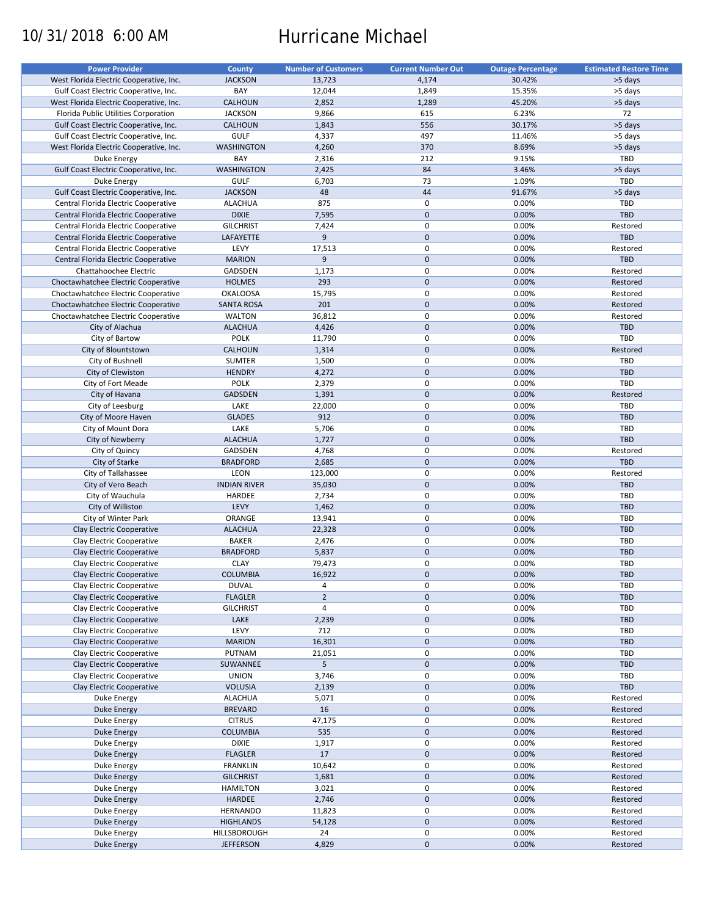10/31/2018 6:00 AM

# Hurricane Michael

| Power Provider | County | Number of Customers | Current Number Out | Outage Percentage | Estimated Restore Time |
|---|---|---|---|---|---|
| West Florida Electric Cooperative, Inc. | JACKSON | 13,723 | 4,174 | 30.42% | >5 days |
| Gulf Coast Electric Cooperative, Inc. | BAY | 12,044 | 1,849 | 15.35% | >5 days |
| West Florida Electric Cooperative, Inc. | CALHOUN | 2,852 | 1,289 | 45.20% | >5 days |
| Florida Public Utilities Corporation | JACKSON | 9,866 | 615 | 6.23% | 72 |
| Gulf Coast Electric Cooperative, Inc. | CALHOUN | 1,843 | 556 | 30.17% | >5 days |
| Gulf Coast Electric Cooperative, Inc. | GULF | 4,337 | 497 | 11.46% | >5 days |
| West Florida Electric Cooperative, Inc. | WASHINGTON | 4,260 | 370 | 8.69% | >5 days |
| Duke Energy | BAY | 2,316 | 212 | 9.15% | TBD |
| Gulf Coast Electric Cooperative, Inc. | WASHINGTON | 2,425 | 84 | 3.46% | >5 days |
| Duke Energy | GULF | 6,703 | 73 | 1.09% | TBD |
| Gulf Coast Electric Cooperative, Inc. | JACKSON | 48 | 44 | 91.67% | >5 days |
| Central Florida Electric Cooperative | ALACHUA | 875 | 0 | 0.00% | TBD |
| Central Florida Electric Cooperative | DIXIE | 7,595 | 0 | 0.00% | TBD |
| Central Florida Electric Cooperative | GILCHRIST | 7,424 | 0 | 0.00% | Restored |
| Central Florida Electric Cooperative | LAFAYETTE | 9 | 0 | 0.00% | TBD |
| Central Florida Electric Cooperative | LEVY | 17,513 | 0 | 0.00% | Restored |
| Central Florida Electric Cooperative | MARION | 9 | 0 | 0.00% | TBD |
| Chattahoochee Electric | GADSDEN | 1,173 | 0 | 0.00% | Restored |
| Choctawhatchee Electric Cooperative | HOLMES | 293 | 0 | 0.00% | Restored |
| Choctawhatchee Electric Cooperative | OKALOOSA | 15,795 | 0 | 0.00% | Restored |
| Choctawhatchee Electric Cooperative | SANTA ROSA | 201 | 0 | 0.00% | Restored |
| Choctawhatchee Electric Cooperative | WALTON | 36,812 | 0 | 0.00% | Restored |
| City of Alachua | ALACHUA | 4,426 | 0 | 0.00% | TBD |
| City of Bartow | POLK | 11,790 | 0 | 0.00% | TBD |
| City of Blountstown | CALHOUN | 1,314 | 0 | 0.00% | Restored |
| City of Bushnell | SUMTER | 1,500 | 0 | 0.00% | TBD |
| City of Clewiston | HENDRY | 4,272 | 0 | 0.00% | TBD |
| City of Fort Meade | POLK | 2,379 | 0 | 0.00% | TBD |
| City of Havana | GADSDEN | 1,391 | 0 | 0.00% | Restored |
| City of Leesburg | LAKE | 22,000 | 0 | 0.00% | TBD |
| City of Moore Haven | GLADES | 912 | 0 | 0.00% | TBD |
| City of Mount Dora | LAKE | 5,706 | 0 | 0.00% | TBD |
| City of Newberry | ALACHUA | 1,727 | 0 | 0.00% | TBD |
| City of Quincy | GADSDEN | 4,768 | 0 | 0.00% | Restored |
| City of Starke | BRADFORD | 2,685 | 0 | 0.00% | TBD |
| City of Tallahassee | LEON | 123,000 | 0 | 0.00% | Restored |
| City of Vero Beach | INDIAN RIVER | 35,030 | 0 | 0.00% | TBD |
| City of Wauchula | HARDEE | 2,734 | 0 | 0.00% | TBD |
| City of Williston | LEVY | 1,462 | 0 | 0.00% | TBD |
| City of Winter Park | ORANGE | 13,941 | 0 | 0.00% | TBD |
| Clay Electric Cooperative | ALACHUA | 22,328 | 0 | 0.00% | TBD |
| Clay Electric Cooperative | BAKER | 2,476 | 0 | 0.00% | TBD |
| Clay Electric Cooperative | BRADFORD | 5,837 | 0 | 0.00% | TBD |
| Clay Electric Cooperative | CLAY | 79,473 | 0 | 0.00% | TBD |
| Clay Electric Cooperative | COLUMBIA | 16,922 | 0 | 0.00% | TBD |
| Clay Electric Cooperative | DUVAL | 4 | 0 | 0.00% | TBD |
| Clay Electric Cooperative | FLAGLER | 2 | 0 | 0.00% | TBD |
| Clay Electric Cooperative | GILCHRIST | 4 | 0 | 0.00% | TBD |
| Clay Electric Cooperative | LAKE | 2,239 | 0 | 0.00% | TBD |
| Clay Electric Cooperative | LEVY | 712 | 0 | 0.00% | TBD |
| Clay Electric Cooperative | MARION | 16,301 | 0 | 0.00% | TBD |
| Clay Electric Cooperative | PUTNAM | 21,051 | 0 | 0.00% | TBD |
| Clay Electric Cooperative | SUWANNEE | 5 | 0 | 0.00% | TBD |
| Clay Electric Cooperative | UNION | 3,746 | 0 | 0.00% | TBD |
| Clay Electric Cooperative | VOLUSIA | 2,139 | 0 | 0.00% | TBD |
| Duke Energy | ALACHUA | 5,071 | 0 | 0.00% | Restored |
| Duke Energy | BREVARD | 16 | 0 | 0.00% | Restored |
| Duke Energy | CITRUS | 47,175 | 0 | 0.00% | Restored |
| Duke Energy | COLUMBIA | 535 | 0 | 0.00% | Restored |
| Duke Energy | DIXIE | 1,917 | 0 | 0.00% | Restored |
| Duke Energy | FLAGLER | 17 | 0 | 0.00% | Restored |
| Duke Energy | FRANKLIN | 10,642 | 0 | 0.00% | Restored |
| Duke Energy | GILCHRIST | 1,681 | 0 | 0.00% | Restored |
| Duke Energy | HAMILTON | 3,021 | 0 | 0.00% | Restored |
| Duke Energy | HARDEE | 2,746 | 0 | 0.00% | Restored |
| Duke Energy | HERNANDO | 11,823 | 0 | 0.00% | Restored |
| Duke Energy | HIGHLANDS | 54,128 | 0 | 0.00% | Restored |
| Duke Energy | HILLSBOROUGH | 24 | 0 | 0.00% | Restored |
| Duke Energy | JEFFERSON | 4,829 | 0 | 0.00% | Restored |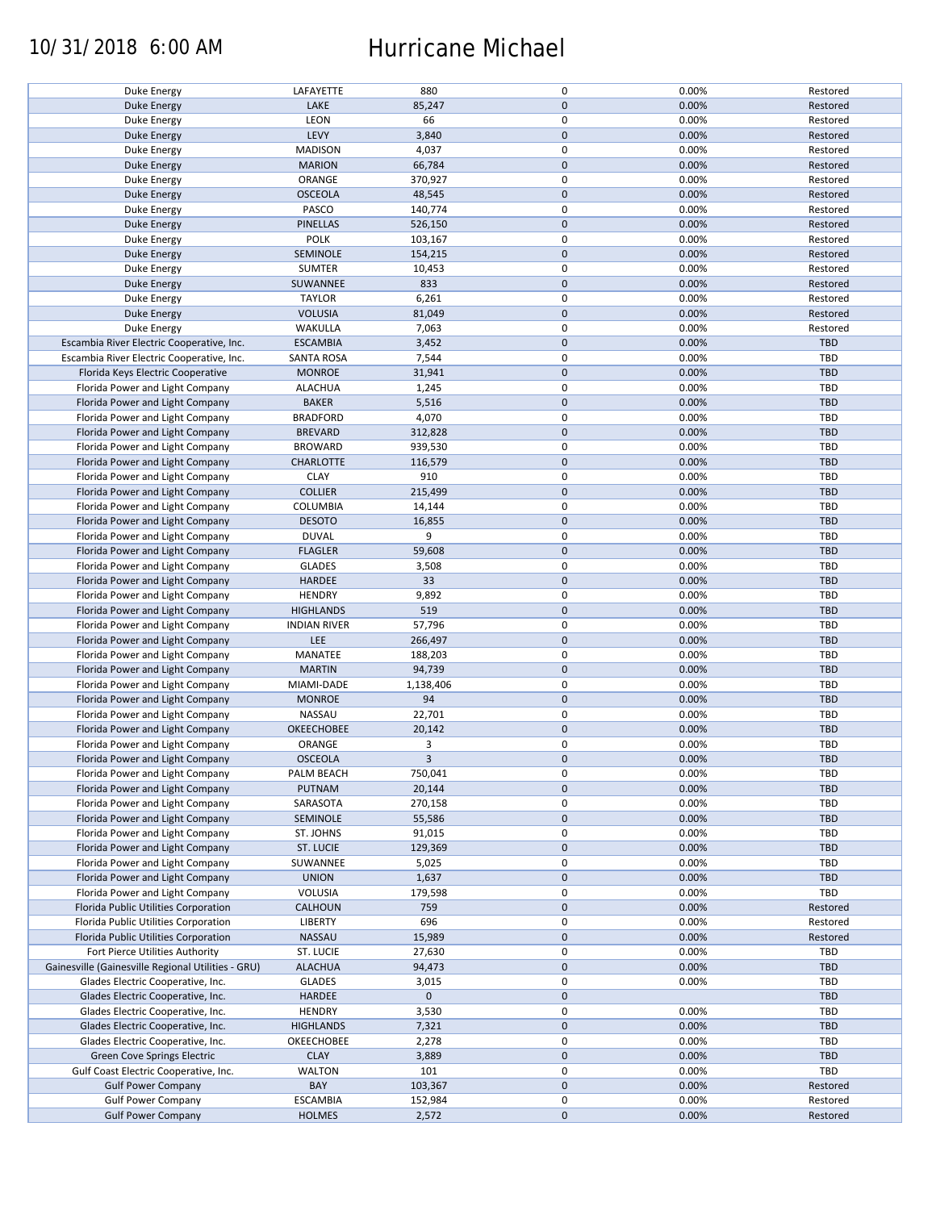10/31/2018 6:00 AM Hurricane Michael

| | | | | | |
|---|---|---|---|---|---|
| Duke Energy | LAFAYETTE | 880 | 0 | 0.00% | Restored |
| Duke Energy | LAKE | 85,247 | 0 | 0.00% | Restored |
| Duke Energy | LEON | 66 | 0 | 0.00% | Restored |
| Duke Energy | LEVY | 3,840 | 0 | 0.00% | Restored |
| Duke Energy | MADISON | 4,037 | 0 | 0.00% | Restored |
| Duke Energy | MARION | 66,784 | 0 | 0.00% | Restored |
| Duke Energy | ORANGE | 370,927 | 0 | 0.00% | Restored |
| Duke Energy | OSCEOLA | 48,545 | 0 | 0.00% | Restored |
| Duke Energy | PASCO | 140,774 | 0 | 0.00% | Restored |
| Duke Energy | PINELLAS | 526,150 | 0 | 0.00% | Restored |
| Duke Energy | POLK | 103,167 | 0 | 0.00% | Restored |
| Duke Energy | SEMINOLE | 154,215 | 0 | 0.00% | Restored |
| Duke Energy | SUMTER | 10,453 | 0 | 0.00% | Restored |
| Duke Energy | SUWANNEE | 833 | 0 | 0.00% | Restored |
| Duke Energy | TAYLOR | 6,261 | 0 | 0.00% | Restored |
| Duke Energy | VOLUSIA | 81,049 | 0 | 0.00% | Restored |
| Duke Energy | WAKULLA | 7,063 | 0 | 0.00% | Restored |
| Escambia River Electric Cooperative, Inc. | ESCAMBIA | 3,452 | 0 | 0.00% | TBD |
| Escambia River Electric Cooperative, Inc. | SANTA ROSA | 7,544 | 0 | 0.00% | TBD |
| Florida Keys Electric Cooperative | MONROE | 31,941 | 0 | 0.00% | TBD |
| Florida Power and Light Company | ALACHUA | 1,245 | 0 | 0.00% | TBD |
| Florida Power and Light Company | BAKER | 5,516 | 0 | 0.00% | TBD |
| Florida Power and Light Company | BRADFORD | 4,070 | 0 | 0.00% | TBD |
| Florida Power and Light Company | BREVARD | 312,828 | 0 | 0.00% | TBD |
| Florida Power and Light Company | BROWARD | 939,530 | 0 | 0.00% | TBD |
| Florida Power and Light Company | CHARLOTTE | 116,579 | 0 | 0.00% | TBD |
| Florida Power and Light Company | CLAY | 910 | 0 | 0.00% | TBD |
| Florida Power and Light Company | COLLIER | 215,499 | 0 | 0.00% | TBD |
| Florida Power and Light Company | COLUMBIA | 14,144 | 0 | 0.00% | TBD |
| Florida Power and Light Company | DESOTO | 16,855 | 0 | 0.00% | TBD |
| Florida Power and Light Company | DUVAL | 9 | 0 | 0.00% | TBD |
| Florida Power and Light Company | FLAGLER | 59,608 | 0 | 0.00% | TBD |
| Florida Power and Light Company | GLADES | 3,508 | 0 | 0.00% | TBD |
| Florida Power and Light Company | HARDEE | 33 | 0 | 0.00% | TBD |
| Florida Power and Light Company | HENDRY | 9,892 | 0 | 0.00% | TBD |
| Florida Power and Light Company | HIGHLANDS | 519 | 0 | 0.00% | TBD |
| Florida Power and Light Company | INDIAN RIVER | 57,796 | 0 | 0.00% | TBD |
| Florida Power and Light Company | LEE | 266,497 | 0 | 0.00% | TBD |
| Florida Power and Light Company | MANATEE | 188,203 | 0 | 0.00% | TBD |
| Florida Power and Light Company | MARTIN | 94,739 | 0 | 0.00% | TBD |
| Florida Power and Light Company | MIAMI-DADE | 1,138,406 | 0 | 0.00% | TBD |
| Florida Power and Light Company | MONROE | 94 | 0 | 0.00% | TBD |
| Florida Power and Light Company | NASSAU | 22,701 | 0 | 0.00% | TBD |
| Florida Power and Light Company | OKEECHOBEE | 20,142 | 0 | 0.00% | TBD |
| Florida Power and Light Company | ORANGE | 3 | 0 | 0.00% | TBD |
| Florida Power and Light Company | OSCEOLA | 3 | 0 | 0.00% | TBD |
| Florida Power and Light Company | PALM BEACH | 750,041 | 0 | 0.00% | TBD |
| Florida Power and Light Company | PUTNAM | 20,144 | 0 | 0.00% | TBD |
| Florida Power and Light Company | SARASOTA | 270,158 | 0 | 0.00% | TBD |
| Florida Power and Light Company | SEMINOLE | 55,586 | 0 | 0.00% | TBD |
| Florida Power and Light Company | ST. JOHNS | 91,015 | 0 | 0.00% | TBD |
| Florida Power and Light Company | ST. LUCIE | 129,369 | 0 | 0.00% | TBD |
| Florida Power and Light Company | SUWANNEE | 5,025 | 0 | 0.00% | TBD |
| Florida Power and Light Company | UNION | 1,637 | 0 | 0.00% | TBD |
| Florida Power and Light Company | VOLUSIA | 179,598 | 0 | 0.00% | TBD |
| Florida Public Utilities Corporation | CALHOUN | 759 | 0 | 0.00% | Restored |
| Florida Public Utilities Corporation | LIBERTY | 696 | 0 | 0.00% | Restored |
| Florida Public Utilities Corporation | NASSAU | 15,989 | 0 | 0.00% | Restored |
| Fort Pierce Utilities Authority | ST. LUCIE | 27,630 | 0 | 0.00% | TBD |
| Gainesville (Gainesville Regional Utilities - GRU) | ALACHUA | 94,473 | 0 | 0.00% | TBD |
| Glades Electric Cooperative, Inc. | GLADES | 3,015 | 0 | 0.00% | TBD |
| Glades Electric Cooperative, Inc. | HARDEE | 0 | 0 | | TBD |
| Glades Electric Cooperative, Inc. | HENDRY | 3,530 | 0 | 0.00% | TBD |
| Glades Electric Cooperative, Inc. | HIGHLANDS | 7,321 | 0 | 0.00% | TBD |
| Glades Electric Cooperative, Inc. | OKEECHOBEE | 2,278 | 0 | 0.00% | TBD |
| Green Cove Springs Electric | CLAY | 3,889 | 0 | 0.00% | TBD |
| Gulf Coast Electric Cooperative, Inc. | WALTON | 101 | 0 | 0.00% | TBD |
| Gulf Power Company | BAY | 103,367 | 0 | 0.00% | Restored |
| Gulf Power Company | ESCAMBIA | 152,984 | 0 | 0.00% | Restored |
| Gulf Power Company | HOLMES | 2,572 | 0 | 0.00% | Restored |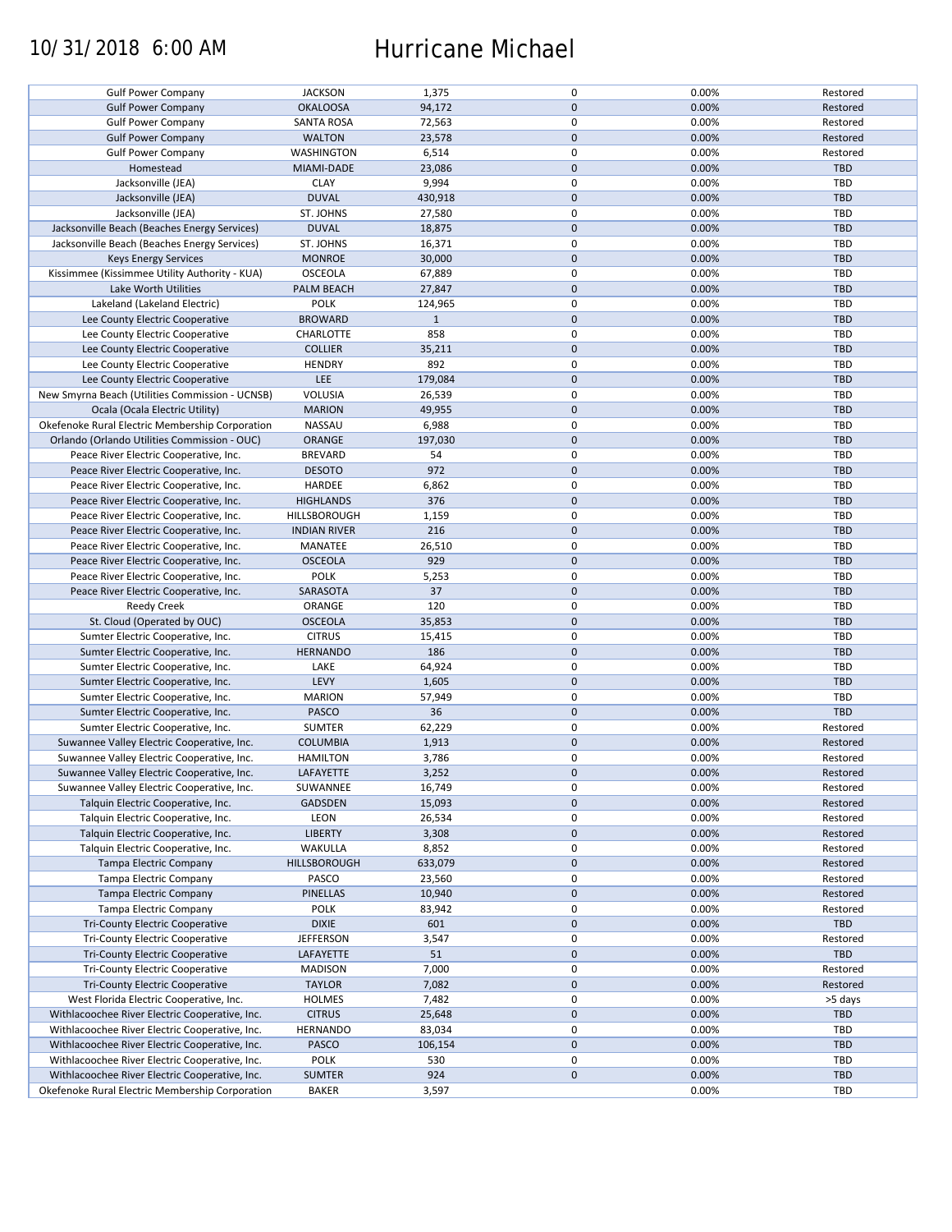| | | | | | |
|---|---|---|---|---|---|
| Gulf Power Company | JACKSON | 1,375 | 0 | 0.00% | Restored |
| Gulf Power Company | OKALOOSA | 94,172 | 0 | 0.00% | Restored |
| Gulf Power Company | SANTA ROSA | 72,563 | 0 | 0.00% | Restored |
| Gulf Power Company | WALTON | 23,578 | 0 | 0.00% | Restored |
| Gulf Power Company | WASHINGTON | 6,514 | 0 | 0.00% | Restored |
| Homestead | MIAMI-DADE | 23,086 | 0 | 0.00% | TBD |
| Jacksonville (JEA) | CLAY | 9,994 | 0 | 0.00% | TBD |
| Jacksonville (JEA) | DUVAL | 430,918 | 0 | 0.00% | TBD |
| Jacksonville (JEA) | ST. JOHNS | 27,580 | 0 | 0.00% | TBD |
| Jacksonville Beach (Beaches Energy Services) | DUVAL | 18,875 | 0 | 0.00% | TBD |
| Jacksonville Beach (Beaches Energy Services) | ST. JOHNS | 16,371 | 0 | 0.00% | TBD |
| Keys Energy Services | MONROE | 30,000 | 0 | 0.00% | TBD |
| Kissimmee (Kissimmee Utility Authority - KUA) | OSCEOLA | 67,889 | 0 | 0.00% | TBD |
| Lake Worth Utilities | PALM BEACH | 27,847 | 0 | 0.00% | TBD |
| Lakeland (Lakeland Electric) | POLK | 124,965 | 0 | 0.00% | TBD |
| Lee County Electric Cooperative | BROWARD | 1 | 0 | 0.00% | TBD |
| Lee County Electric Cooperative | CHARLOTTE | 858 | 0 | 0.00% | TBD |
| Lee County Electric Cooperative | COLLIER | 35,211 | 0 | 0.00% | TBD |
| Lee County Electric Cooperative | HENDRY | 892 | 0 | 0.00% | TBD |
| Lee County Electric Cooperative | LEE | 179,084 | 0 | 0.00% | TBD |
| New Smyrna Beach (Utilities Commission - UCNSB) | VOLUSIA | 26,539 | 0 | 0.00% | TBD |
| Ocala (Ocala Electric Utility) | MARION | 49,955 | 0 | 0.00% | TBD |
| Okefenoke Rural Electric Membership Corporation | NASSAU | 6,988 | 0 | 0.00% | TBD |
| Orlando (Orlando Utilities Commission - OUC) | ORANGE | 197,030 | 0 | 0.00% | TBD |
| Peace River Electric Cooperative, Inc. | BREVARD | 54 | 0 | 0.00% | TBD |
| Peace River Electric Cooperative, Inc. | DESOTO | 972 | 0 | 0.00% | TBD |
| Peace River Electric Cooperative, Inc. | HARDEE | 6,862 | 0 | 0.00% | TBD |
| Peace River Electric Cooperative, Inc. | HIGHLANDS | 376 | 0 | 0.00% | TBD |
| Peace River Electric Cooperative, Inc. | HILLSBOROUGH | 1,159 | 0 | 0.00% | TBD |
| Peace River Electric Cooperative, Inc. | INDIAN RIVER | 216 | 0 | 0.00% | TBD |
| Peace River Electric Cooperative, Inc. | MANATEE | 26,510 | 0 | 0.00% | TBD |
| Peace River Electric Cooperative, Inc. | OSCEOLA | 929 | 0 | 0.00% | TBD |
| Peace River Electric Cooperative, Inc. | POLK | 5,253 | 0 | 0.00% | TBD |
| Peace River Electric Cooperative, Inc. | SARASOTA | 37 | 0 | 0.00% | TBD |
| Reedy Creek | ORANGE | 120 | 0 | 0.00% | TBD |
| St. Cloud (Operated by OUC) | OSCEOLA | 35,853 | 0 | 0.00% | TBD |
| Sumter Electric Cooperative, Inc. | CITRUS | 15,415 | 0 | 0.00% | TBD |
| Sumter Electric Cooperative, Inc. | HERNANDO | 186 | 0 | 0.00% | TBD |
| Sumter Electric Cooperative, Inc. | LAKE | 64,924 | 0 | 0.00% | TBD |
| Sumter Electric Cooperative, Inc. | LEVY | 1,605 | 0 | 0.00% | TBD |
| Sumter Electric Cooperative, Inc. | MARION | 57,949 | 0 | 0.00% | TBD |
| Sumter Electric Cooperative, Inc. | PASCO | 36 | 0 | 0.00% | TBD |
| Sumter Electric Cooperative, Inc. | SUMTER | 62,229 | 0 | 0.00% | Restored |
| Suwannee Valley Electric Cooperative, Inc. | COLUMBIA | 1,913 | 0 | 0.00% | Restored |
| Suwannee Valley Electric Cooperative, Inc. | HAMILTON | 3,786 | 0 | 0.00% | Restored |
| Suwannee Valley Electric Cooperative, Inc. | LAFAYETTE | 3,252 | 0 | 0.00% | Restored |
| Suwannee Valley Electric Cooperative, Inc. | SUWANNEE | 16,749 | 0 | 0.00% | Restored |
| Talquin Electric Cooperative, Inc. | GADSDEN | 15,093 | 0 | 0.00% | Restored |
| Talquin Electric Cooperative, Inc. | LEON | 26,534 | 0 | 0.00% | Restored |
| Talquin Electric Cooperative, Inc. | LIBERTY | 3,308 | 0 | 0.00% | Restored |
| Talquin Electric Cooperative, Inc. | WAKULLA | 8,852 | 0 | 0.00% | Restored |
| Tampa Electric Company | HILLSBOROUGH | 633,079 | 0 | 0.00% | Restored |
| Tampa Electric Company | PASCO | 23,560 | 0 | 0.00% | Restored |
| Tampa Electric Company | PINELLAS | 10,940 | 0 | 0.00% | Restored |
| Tampa Electric Company | POLK | 83,942 | 0 | 0.00% | Restored |
| Tri-County Electric Cooperative | DIXIE | 601 | 0 | 0.00% | TBD |
| Tri-County Electric Cooperative | JEFFERSON | 3,547 | 0 | 0.00% | Restored |
| Tri-County Electric Cooperative | LAFAYETTE | 51 | 0 | 0.00% | TBD |
| Tri-County Electric Cooperative | MADISON | 7,000 | 0 | 0.00% | Restored |
| Tri-County Electric Cooperative | TAYLOR | 7,082 | 0 | 0.00% | Restored |
| West Florida Electric Cooperative, Inc. | HOLMES | 7,482 | 0 | 0.00% | >5 days |
| Withlacoochee River Electric Cooperative, Inc. | CITRUS | 25,648 | 0 | 0.00% | TBD |
| Withlacoochee River Electric Cooperative, Inc. | HERNANDO | 83,034 | 0 | 0.00% | TBD |
| Withlacoochee River Electric Cooperative, Inc. | PASCO | 106,154 | 0 | 0.00% | TBD |
| Withlacoochee River Electric Cooperative, Inc. | POLK | 530 | 0 | 0.00% | TBD |
| Withlacoochee River Electric Cooperative, Inc. | SUMTER | 924 | 0 | 0.00% | TBD |
| Okefenoke Rural Electric Membership Corporation | BAKER | 3,597 | | 0.00% | TBD |